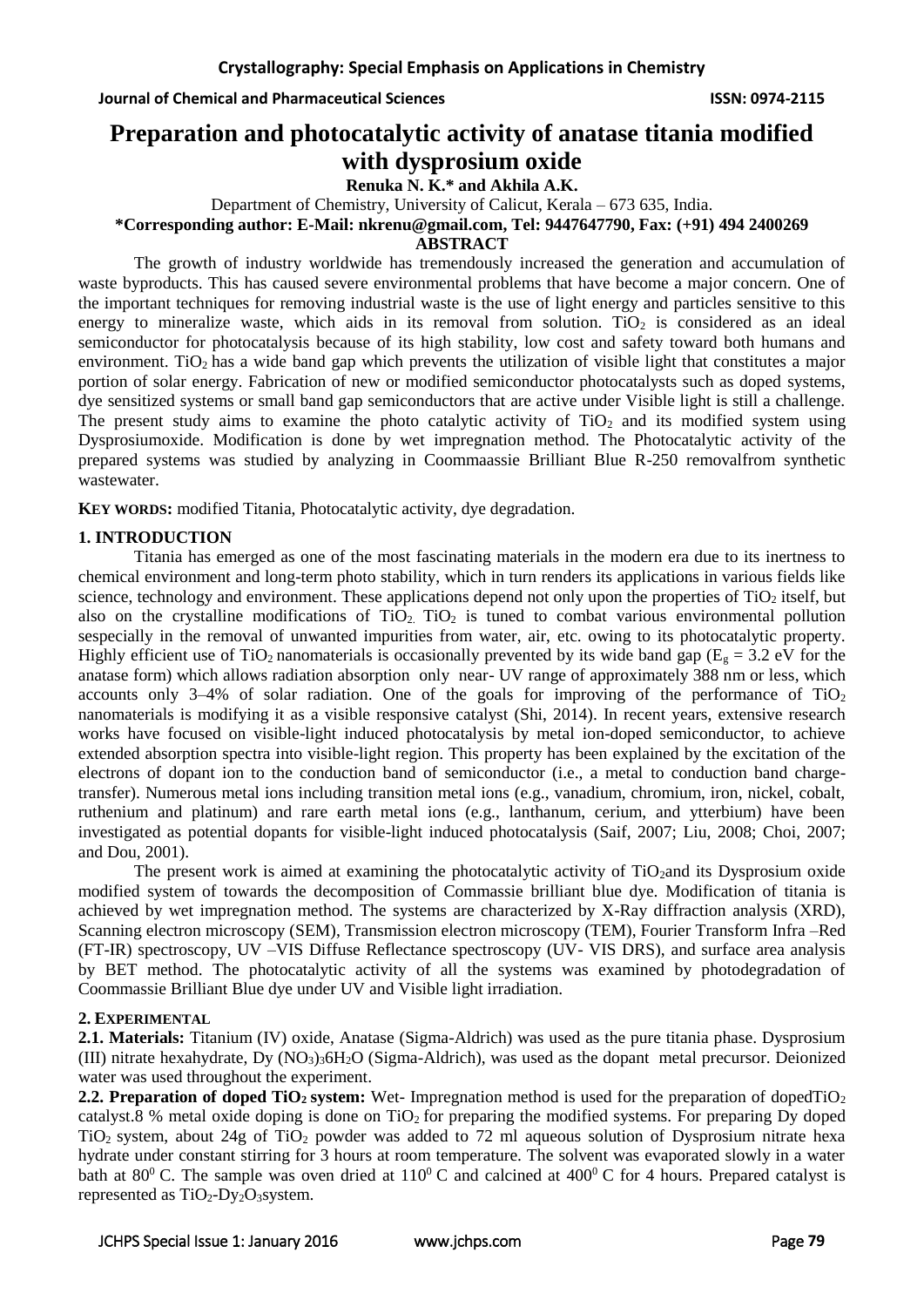# Preparation and photocatalytic activity of anatase titania modified with dysprosium oxide

**Renuka N. K.* and Akhila A.K.**

Department of Chemistry, University of Calicut, Kerala – 673 635, India.

***Corresponding author: E-Mail: nkrenu@gmail.com, Tel: 9447647790, Fax: (+91) 494 2400269**

## ABSTRACT

The growth of industry worldwide has tremendously increased the generation and accumulation of waste byproducts. This has caused severe environmental problems that have become a major concern. One of the important techniques for removing industrial waste is the use of light energy and particles sensitive to this energy to mineralize waste, which aids in its removal from solution. $TiO_2$ is considered as an ideal semiconductor for photocatalysis because of its high stability, low cost and safety toward both humans and environment. $TiO_2$ has a wide band gap which prevents the utilization of visible light that constitutes a major portion of solar energy. Fabrication of new or modified semiconductor photocatalysts such as doped systems, dye sensitized systems or small band gap semiconductors that are active under Visible light is still a challenge. The present study aims to examine the photo catalytic activity of $TiO_2$ and its modified system using Dysprosiumoxide. Modification is done by wet impregnation method. The Photocatalytic activity of the prepared systems was studied by analyzing in Coommaassie Brilliant Blue R-250 removalfrom synthetic wastewater.

**KEY WORDS:** modified Titania, Photocatalytic activity, dye degradation.

## 1. INTRODUCTION

Titania has emerged as one of the most fascinating materials in the modern era due to its inertness to chemical environment and long-term photo stability, which in turn renders its applications in various fields like science, technology and environment. These applications depend not only upon the properties of $TiO_2$ itself, but also on the crystalline modifications of $TiO_2$. $TiO_2$ is tuned to combat various environmental pollution sespecially in the removal of unwanted impurities from water, air, etc. owing to its photocatalytic property. Highly efficient use of $TiO_2$ nanomaterials is occasionally prevented by its wide band gap ($E_g$ = 3.2 eV for the anatase form) which allows radiation absorption only near- UV range of approximately 388 nm or less, which accounts only 3–4% of solar radiation. One of the goals for improving of the performance of $TiO_2$ nanomaterials is modifying it as a visible responsive catalyst (Shi, 2014). In recent years, extensive research works have focused on visible-light induced photocatalysis by metal ion-doped semiconductor, to achieve extended absorption spectra into visible-light region. This property has been explained by the excitation of the electrons of dopant ion to the conduction band of semiconductor (i.e., a metal to conduction band charge-transfer). Numerous metal ions including transition metal ions (e.g., vanadium, chromium, iron, nickel, cobalt, ruthenium and platinum) and rare earth metal ions (e.g., lanthanum, cerium, and ytterbium) have been investigated as potential dopants for visible-light induced photocatalysis (Saif, 2007; Liu, 2008; Choi, 2007; and Dou, 2001).

The present work is aimed at examining the photocatalytic activity of $TiO_2$and its Dysprosium oxide modified system of towards the decomposition of Commassie brilliant blue dye. Modification of titania is achieved by wet impregnation method. The systems are characterized by X-Ray diffraction analysis (XRD), Scanning electron microscopy (SEM), Transmission electron microscopy (TEM), Fourier Transform Infra –Red (FT-IR) spectroscopy, UV –VIS Diffuse Reflectance spectroscopy (UV- VIS DRS), and surface area analysis by BET method. The photocatalytic activity of all the systems was examined by photodegradation of Coommassie Brilliant Blue dye under UV and Visible light irradiation.

## 2. EXPERIMENTAL

**2.1. Materials:** Titanium (IV) oxide, Anatase (Sigma-Aldrich) was used as the pure titania phase. Dysprosium (III) nitrate hexahydrate, $Dy(NO_3)_3 6H_2O$ (Sigma-Aldrich), was used as the dopant metal precursor. Deionized water was used throughout the experiment.

**2.2. Preparation of doped $TiO_2$ system:** Wet- Impregnation method is used for the preparation of doped$TiO_2$ catalyst.8 % metal oxide doping is done on $TiO_2$ for preparing the modified systems. For preparing Dy doped $TiO_2$ system, about 24g of $TiO_2$ powder was added to 72 ml aqueous solution of Dysprosium nitrate hexa hydrate under constant stirring for 3 hours at room temperature. The solvent was evaporated slowly in a water bath at $80^0$ C. The sample was oven dried at $110^0$ C and calcined at $400^0$ C for 4 hours. Prepared catalyst is represented as $TiO_2$-$Dy_2O_3$system.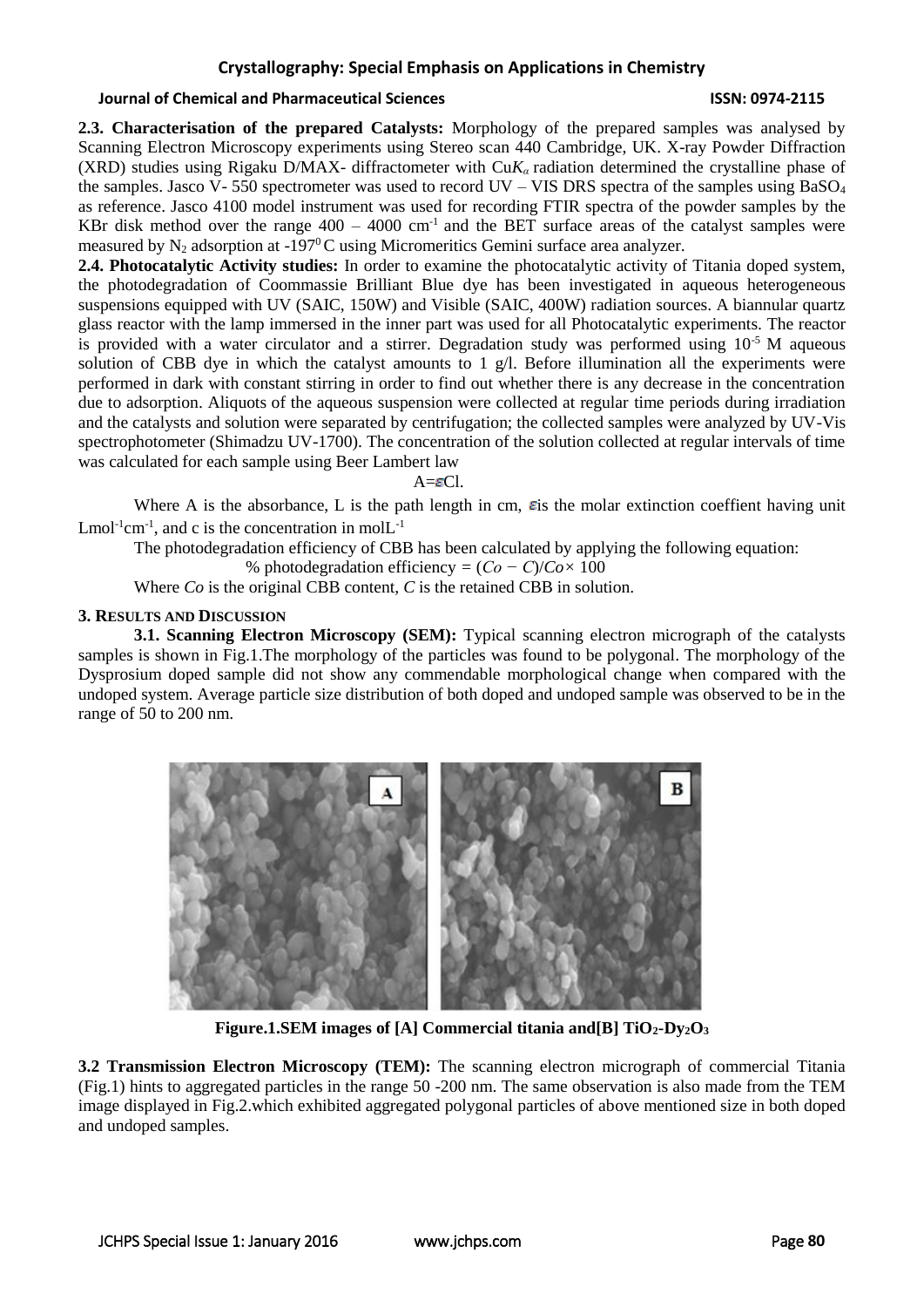**2.3. Characterisation of the prepared Catalysts:** Morphology of the prepared samples was analysed by Scanning Electron Microscopy experiments using Stereo scan 440 Cambridge, UK. X-ray Powder Diffraction (XRD) studies using Rigaku D/MAX- diffractometer with Cu$K_\alpha$ radiation determined the crystalline phase of the samples. Jasco V- 550 spectrometer was used to record UV – VIS DRS spectra of the samples using $BaSO_4$ as reference. Jasco 4100 model instrument was used for recording FTIR spectra of the powder samples by the KBr disk method over the range 400 – 4000 $cm^{-1}$ and the BET surface areas of the catalyst samples were measured by $N_2$ adsorption at -197$^0$C using Micromeritics Gemini surface area analyzer.

**2.4. Photocatalytic Activity studies:** In order to examine the photocatalytic activity of Titania doped system, the photodegradation of Coommassie Brilliant Blue dye has been investigated in aqueous heterogeneous suspensions equipped with UV (SAIC, 150W) and Visible (SAIC, 400W) radiation sources. A biannular quartz glass reactor with the lamp immersed in the inner part was used for all Photocatalytic experiments. The reactor is provided with a water circulator and a stirrer. Degradation study was performed using $10^{-5}$ M aqueous solution of CBB dye in which the catalyst amounts to 1 g/l. Before illumination all the experiments were performed in dark with constant stirring in order to find out whether there is any decrease in the concentration due to adsorption. Aliquots of the aqueous suspension were collected at regular time periods during irradiation and the catalysts and solution were separated by centrifugation; the collected samples were analyzed by UV-Vis spectrophotometer (Shimadzu UV-1700). The concentration of the solution collected at regular intervals of time was calculated for each sample using Beer Lambert law

$$A=\varepsilon Cl.$$

Where A is the absorbance, L is the path length in cm, $\varepsilon$ is the molar extinction coeffient having unit $Lmol^{-1}cm^{-1}$, and c is the concentration in $molL^{-1}$

The photodegradation efficiency of CBB has been calculated by applying the following equation:

$$\%\ \text{photodegradation efficiency} = (Co - C)/Co \times 100$$

Where *Co* is the original CBB content, *C* is the retained CBB in solution.

## 3. RESULTS AND DISCUSSION

**3.1. Scanning Electron Microscopy (SEM):** Typical scanning electron micrograph of the catalysts samples is shown in Fig.1.The morphology of the particles was found to be polygonal. The morphology of the Dysprosium doped sample did not show any commendable morphological change when compared with the undoped system. Average particle size distribution of both doped and undoped sample was observed to be in the range of 50 to 200 nm.

**Figure.1.SEM images of [A] Commercial titania and[B] $TiO_2$-$Dy_2O_3$**

**3.2 Transmission Electron Microscopy (TEM):** The scanning electron micrograph of commercial Titania (Fig.1) hints to aggregated particles in the range 50 -200 nm. The same observation is also made from the TEM image displayed in Fig.2.which exhibited aggregated polygonal particles of above mentioned size in both doped and undoped samples.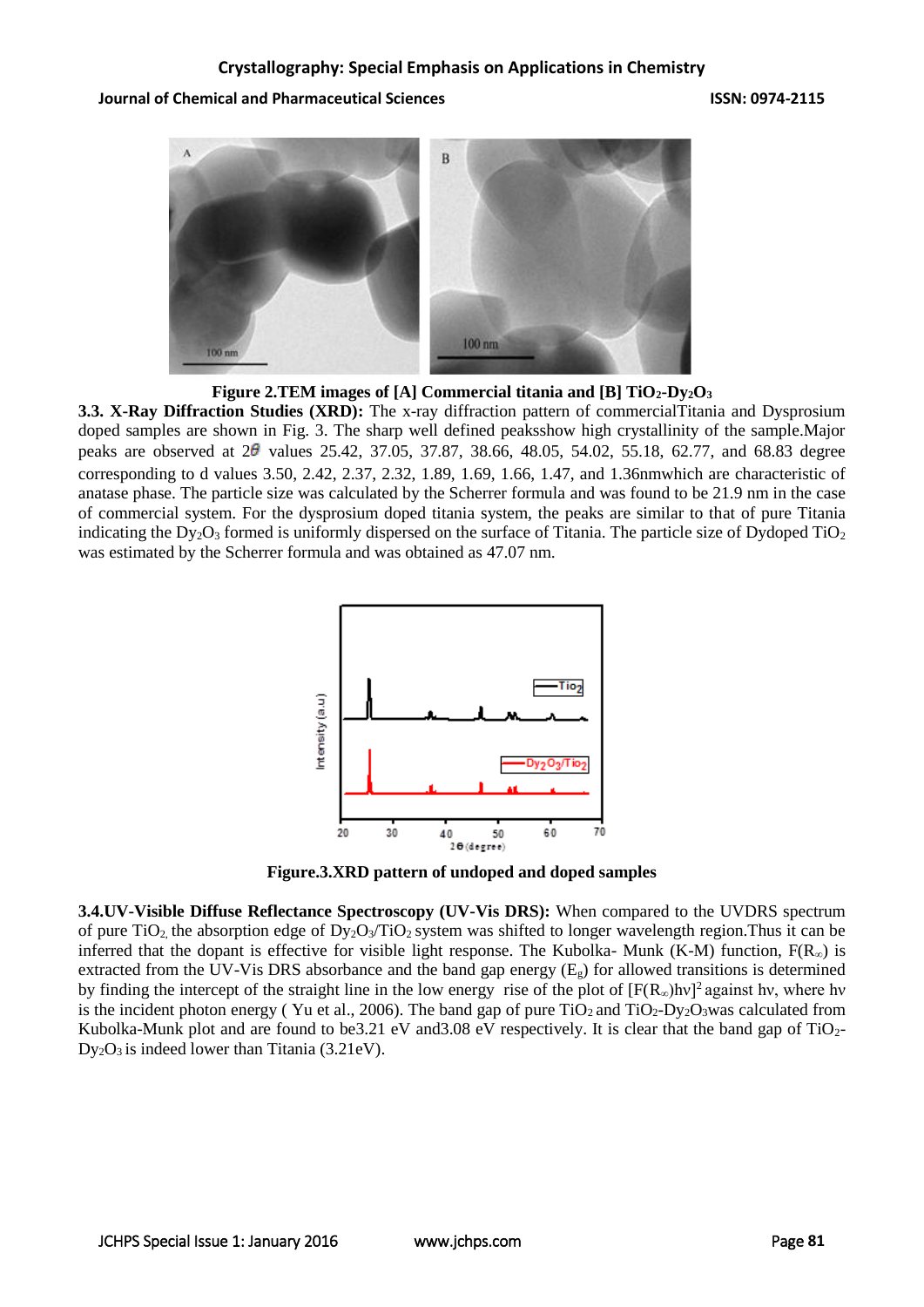**Figure 2.TEM images of [A] Commercial titania and [B] $TiO_2$-$Dy_2O_3$**

**3.3. X-Ray Diffraction Studies (XRD):** The x-ray diffraction pattern of commercialTitania and Dysprosium doped samples are shown in Fig. 3. The sharp well defined peaksshow high crystallinity of the sample.Major peaks are observed at $2\theta$ values 25.42, 37.05, 37.87, 38.66, 48.05, 54.02, 55.18, 62.77, and 68.83 degree corresponding to d values 3.50, 2.42, 2.37, 2.32, 1.89, 1.69, 1.66, 1.47, and 1.36nmwhich are characteristic of anatase phase. The particle size was calculated by the Scherrer formula and was found to be 21.9 nm in the case of commercial system. For the dysprosium doped titania system, the peaks are similar to that of pure Titania indicating the $Dy_2O_3$ formed is uniformly dispersed on the surface of Titania. The particle size of Dydoped $TiO_2$ was estimated by the Scherrer formula and was obtained as 47.07 nm.

**Figure.3.XRD pattern of undoped and doped samples**

**3.4.UV-Visible Diffuse Reflectance Spectroscopy (UV-Vis DRS):** When compared to the UVDRS spectrum of pure $TiO_2$, the absorption edge of $Dy_2O_3/TiO_2$ system was shifted to longer wavelength region.Thus it can be inferred that the dopant is effective for visible light response. The Kubolka- Munk (K-M) function, $F(R_\infty)$ is extracted from the UV-Vis DRS absorbance and the band gap energy ($E_g$) for allowed transitions is determined by finding the intercept of the straight line in the low energy rise of the plot of $[F(R_\infty)h\nu]^2$ against $h\nu$, where $h\nu$ is the incident photon energy ( Yu et al., 2006). The band gap of pure $TiO_2$ and $TiO_2$-$Dy_2O_3$was calculated from Kubolka-Munk plot and are found to be3.21 eV and3.08 eV respectively. It is clear that the band gap of $TiO_2$-$Dy_2O_3$ is indeed lower than Titania (3.21eV).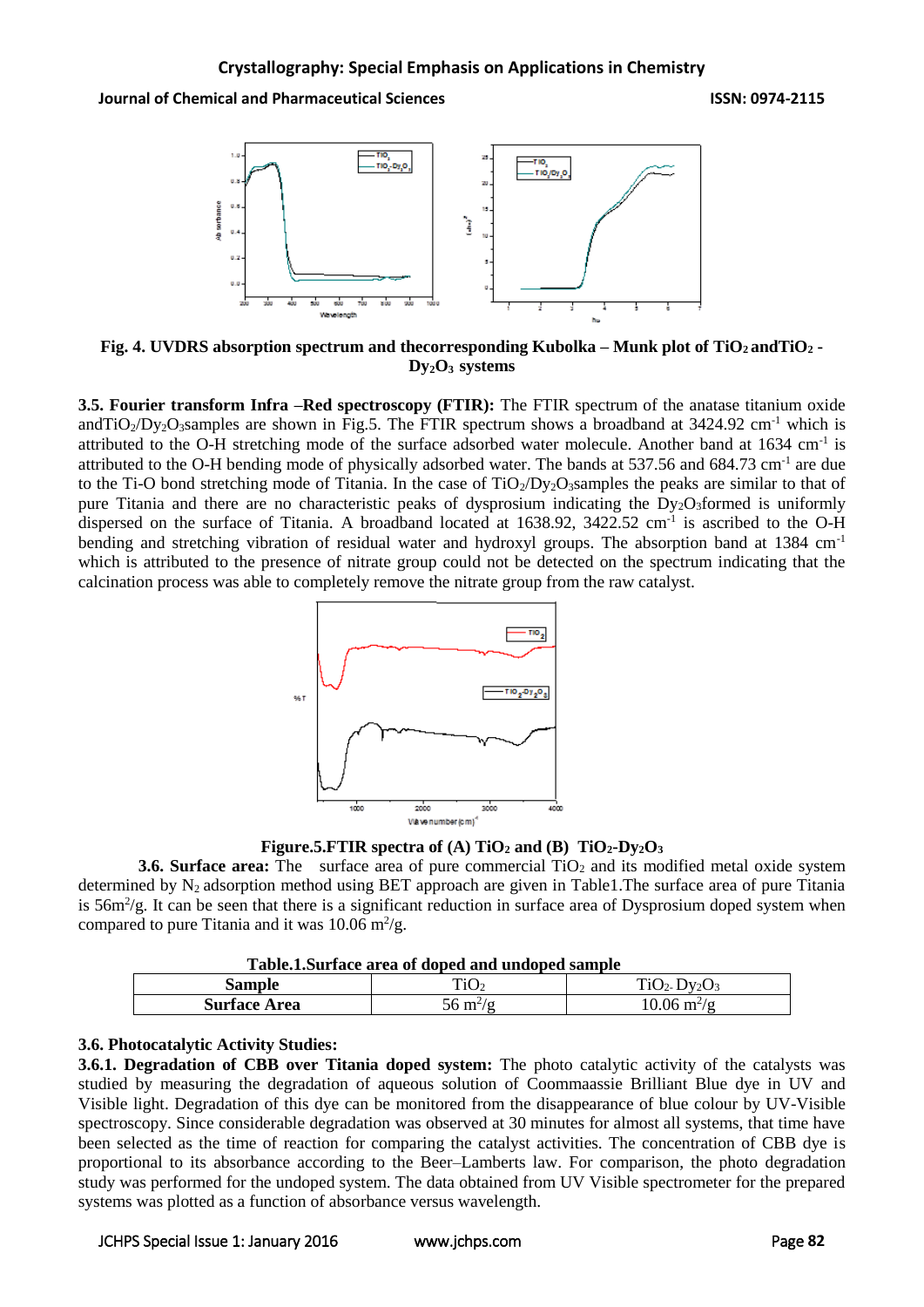**Fig. 4. UVDRS absorption spectrum and thecorresponding Kubolka – Munk plot of $TiO_2$ and$TiO_2$ - $Dy_2O_3$ systems**

**3.5. Fourier transform Infra –Red spectroscopy (FTIR):** The FTIR spectrum of the anatase titanium oxide and$TiO_2/Dy_2O_3$samples are shown in Fig.5. The FTIR spectrum shows a broadband at 3424.92 $cm^{-1}$ which is attributed to the O-H stretching mode of the surface adsorbed water molecule. Another band at 1634 $cm^{-1}$ is attributed to the O-H bending mode of physically adsorbed water. The bands at 537.56 and 684.73 $cm^{-1}$ are due to the Ti-O bond stretching mode of Titania. In the case of $TiO_2/Dy_2O_3$samples the peaks are similar to that of pure Titania and there are no characteristic peaks of dysprosium indicating the $Dy_2O_3$formed is uniformly dispersed on the surface of Titania. A broadband located at 1638.92, 3422.52 $cm^{-1}$ is ascribed to the O-H bending and stretching vibration of residual water and hydroxyl groups. The absorption band at 1384 $cm^{-1}$ which is attributed to the presence of nitrate group could not be detected on the spectrum indicating that the calcination process was able to completely remove the nitrate group from the raw catalyst.

**Figure.5.FTIR spectra of (A) $TiO_2$ and (B) $TiO_2$-$Dy_2O_3$**

**3.6. Surface area:** The surface area of pure commercial $TiO_2$ and its modified metal oxide system determined by $N_2$ adsorption method using BET approach are given in Table1.The surface area of pure Titania is $56m^2/g$. It can be seen that there is a significant reduction in surface area of Dysprosium doped system when compared to pure Titania and it was 10.06 $m^2/g$.

**Table.1.Surface area of doped and undoped sample**

| **Sample** | $TiO_2$ | $TiO_2$- $Dy_2O_3$ |
|---|---|---|
| **Surface Area** | 56 $m^2/g$ | 10.06 $m^2/g$ |

**3.6. Photocatalytic Activity Studies:**

**3.6.1. Degradation of CBB over Titania doped system:** The photo catalytic activity of the catalysts was studied by measuring the degradation of aqueous solution of Coommaassie Brilliant Blue dye in UV and Visible light. Degradation of this dye can be monitored from the disappearance of blue colour by UV-Visible spectroscopy. Since considerable degradation was observed at 30 minutes for almost all systems, that time have been selected as the time of reaction for comparing the catalyst activities. The concentration of CBB dye is proportional to its absorbance according to the Beer–Lamberts law. For comparison, the photo degradation study was performed for the undoped system. The data obtained from UV Visible spectrometer for the prepared systems was plotted as a function of absorbance versus wavelength.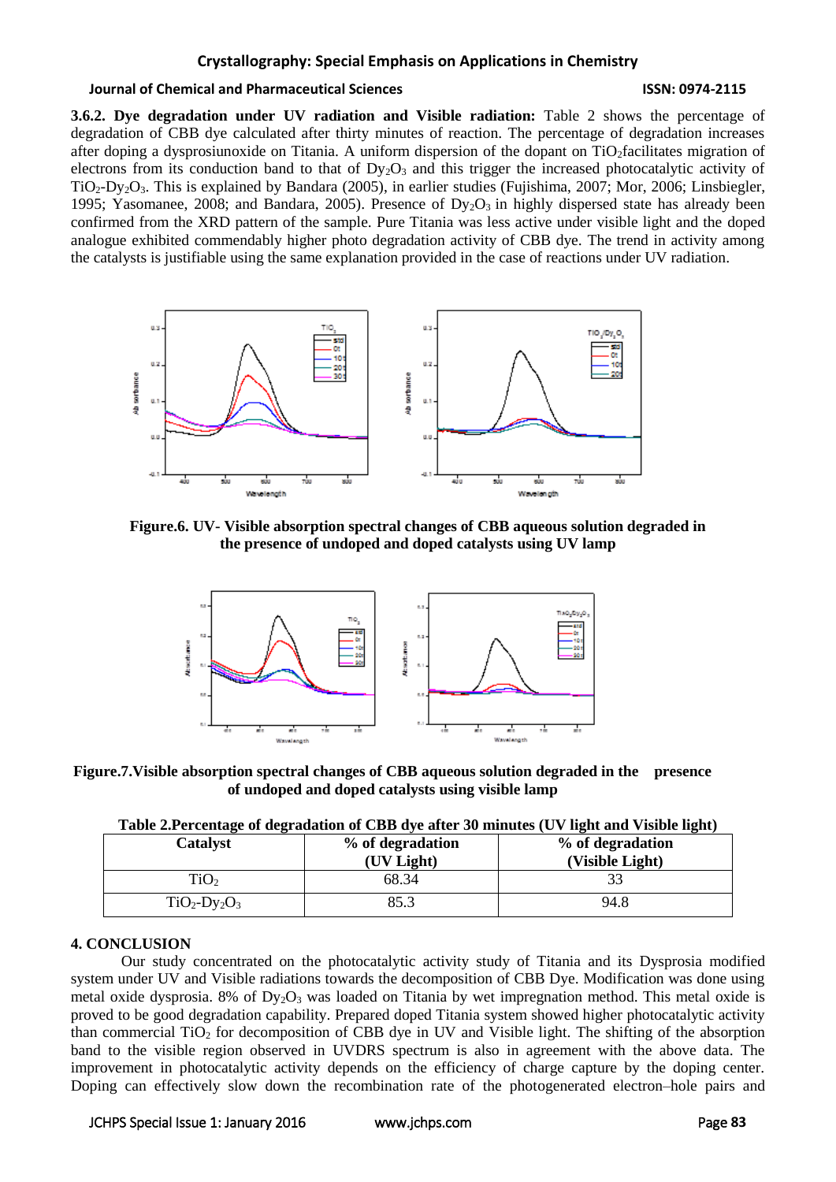**3.6.2. Dye degradation under UV radiation and Visible radiation:** Table 2 shows the percentage of degradation of CBB dye calculated after thirty minutes of reaction. The percentage of degradation increases after doping a dysprosiunoxide on Titania. A uniform dispersion of the dopant on $TiO_2$facilitates migration of electrons from its conduction band to that of $Dy_2O_3$ and this trigger the increased photocatalytic activity of $TiO_2$-$Dy_2O_3$. This is explained by Bandara (2005), in earlier studies (Fujishima, 2007; Mor, 2006; Linsbiegler, 1995; Yasomanee, 2008; and Bandara, 2005). Presence of $Dy_2O_3$ in highly dispersed state has already been confirmed from the XRD pattern of the sample. Pure Titania was less active under visible light and the doped analogue exhibited commendably higher photo degradation activity of CBB dye. The trend in activity among the catalysts is justifiable using the same explanation provided in the case of reactions under UV radiation.

**Figure.6. UV- Visible absorption spectral changes of CBB aqueous solution degraded in the presence of undoped and doped catalysts using UV lamp**

**Figure.7.Visible absorption spectral changes of CBB aqueous solution degraded in the presence of undoped and doped catalysts using visible lamp**

**Table 2.Percentage of degradation of CBB dye after 30 minutes (UV light and Visible light)**

| Catalyst | % of degradation (UV Light) | % of degradation (Visible Light) |
|---|---|---|
| $TiO_2$ | 68.34 | 33 |
| $TiO_2$-$Dy_2O_3$ | 85.3 | 94.8 |

**4. CONCLUSION**

Our study concentrated on the photocatalytic activity study of Titania and its Dysprosia modified system under UV and Visible radiations towards the decomposition of CBB Dye. Modification was done using metal oxide dysprosia. 8% of $Dy_2O_3$ was loaded on Titania by wet impregnation method. This metal oxide is proved to be good degradation capability. Prepared doped Titania system showed higher photocatalytic activity than commercial $TiO_2$ for decomposition of CBB dye in UV and Visible light. The shifting of the absorption band to the visible region observed in UVDRS spectrum is also in agreement with the above data. The improvement in photocatalytic activity depends on the efficiency of charge capture by the doping center. Doping can effectively slow down the recombination rate of the photogenerated electron–hole pairs and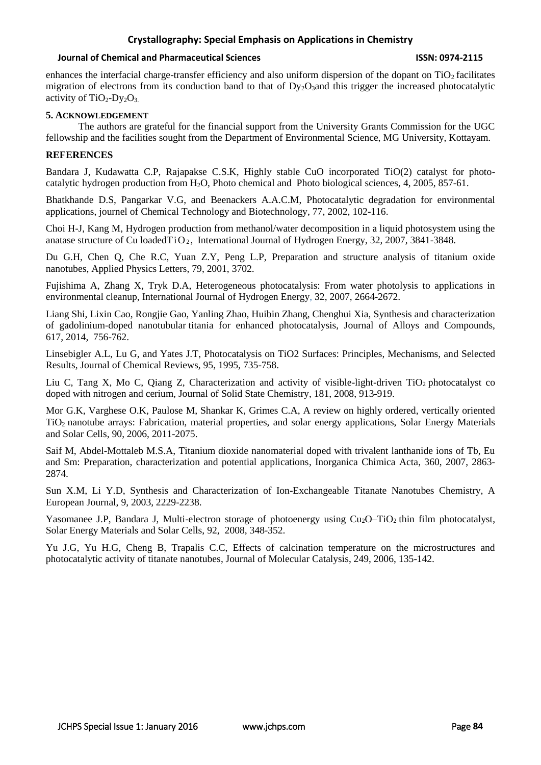enhances the interfacial charge-transfer efficiency and also uniform dispersion of the dopant on $TiO_2$ facilitates migration of electrons from its conduction band to that of $Dy_2O_3$and this trigger the increased photocatalytic activity of $TiO_2$-$Dy_2O_3$.

## 5. ACKNOWLEDGEMENT

The authors are grateful for the financial support from the University Grants Commission for the UGC fellowship and the facilities sought from the Department of Environmental Science, MG University, Kottayam.

## REFERENCES

Bandara J, Kudawatta C.P, Rajapakse C.S.K, Highly stable CuO incorporated TiO(2) catalyst for photo-catalytic hydrogen production from $H_2O$, Photo chemical and Photo biological sciences, 4, 2005, 857-61.

Bhatkhande D.S, Pangarkar V.G, and Beenackers A.A.C.M, Photocatalytic degradation for environmental applications, journel of Chemical Technology and Biotechnology, 77, 2002, 102-116.

Choi H-J, Kang M, Hydrogen production from methanol/water decomposition in a liquid photosystem using the anatase structure of Cu loaded$TiO_2$, International Journal of Hydrogen Energy, 32, 2007, 3841-3848.

Du G.H, Chen Q, Che R.C, Yuan Z.Y, Peng L.P, Preparation and structure analysis of titanium oxide nanotubes, Applied Physics Letters, 79, 2001, 3702.

Fujishima A, Zhang X, Tryk D.A, Heterogeneous photocatalysis: From water photolysis to applications in environmental cleanup, International Journal of Hydrogen Energy, 32, 2007, 2664-2672.

Liang Shi, Lixin Cao, Rongjie Gao, Yanling Zhao, Huibin Zhang, Chenghui Xia, Synthesis and characterization of gadolinium-doped nanotubular titania for enhanced photocatalysis, Journal of Alloys and Compounds, 617, 2014, 756-762.

Linsebigler A.L, Lu G, and Yates J.T, Photocatalysis on TiO2 Surfaces: Principles, Mechanisms, and Selected Results, Journal of Chemical Reviews, 95, 1995, 735-758.

Liu C, Tang X, Mo C, Qiang Z, Characterization and activity of visible-light-driven $TiO_2$ photocatalyst co doped with nitrogen and cerium, Journal of Solid State Chemistry, 181, 2008, 913-919.

Mor G.K, Varghese O.K, Paulose M, Shankar K, Grimes C.A, A review on highly ordered, vertically oriented $TiO_2$ nanotube arrays: Fabrication, material properties, and solar energy applications, Solar Energy Materials and Solar Cells, 90, 2006, 2011-2075.

Saif M, Abdel-Mottaleb M.S.A, Titanium dioxide nanomaterial doped with trivalent lanthanide ions of Tb, Eu and Sm: Preparation, characterization and potential applications, Inorganica Chimica Acta, 360, 2007, 2863-2874.

Sun X.M, Li Y.D, Synthesis and Characterization of Ion-Exchangeable Titanate Nanotubes Chemistry, A European Journal, 9, 2003, 2229-2238.

Yasomanee J.P, Bandara J, Multi-electron storage of photoenergy using $Cu_2O$–$TiO_2$ thin film photocatalyst, Solar Energy Materials and Solar Cells, 92, 2008, 348-352.

Yu J.G, Yu H.G, Cheng B, Trapalis C.C, Effects of calcination temperature on the microstructures and photocatalytic activity of titanate nanotubes, Journal of Molecular Catalysis, 249, 2006, 135-142.